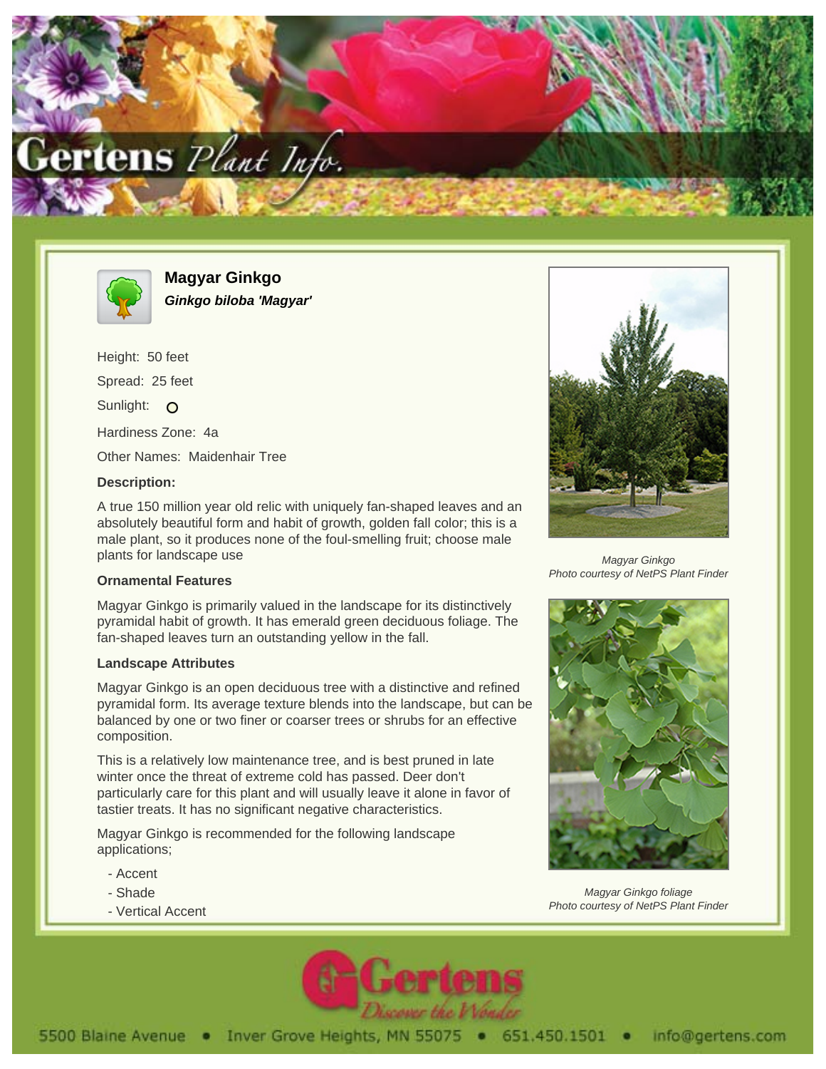# Magyar Ginkgo

***Ginkgo biloba 'Magyar'***

Height: 50 feet

Spread: 25 feet

Sunlight: O

Hardiness Zone: 4a

Other Names: Maidenhair Tree

**Description:**

A true 150 million year old relic with uniquely fan-shaped leaves and an absolutely beautiful form and habit of growth, golden fall color; this is a male plant, so it produces none of the foul-smelling fruit; choose male plants for landscape use

### Ornamental Features

Magyar Ginkgo is primarily valued in the landscape for its distinctively pyramidal habit of growth. It has emerald green deciduous foliage. The fan-shaped leaves turn an outstanding yellow in the fall.

### Landscape Attributes

Magyar Ginkgo is an open deciduous tree with a distinctive and refined pyramidal form. Its average texture blends into the landscape, but can be balanced by one or two finer or coarser trees or shrubs for an effective composition.

This is a relatively low maintenance tree, and is best pruned in late winter once the threat of extreme cold has passed. Deer don't particularly care for this plant and will usually leave it alone in favor of tastier treats. It has no significant negative characteristics.

Magyar Ginkgo is recommended for the following landscape applications;

- Accent
- Shade
- Vertical Accent

*Magyar Ginkgo*
*Photo courtesy of NetPS Plant Finder*

*Magyar Ginkgo foliage*
*Photo courtesy of NetPS Plant Finder*

5500 Blaine Avenue • Inver Grove Heights, MN 55075 • 651.450.1501 • info@gertens.com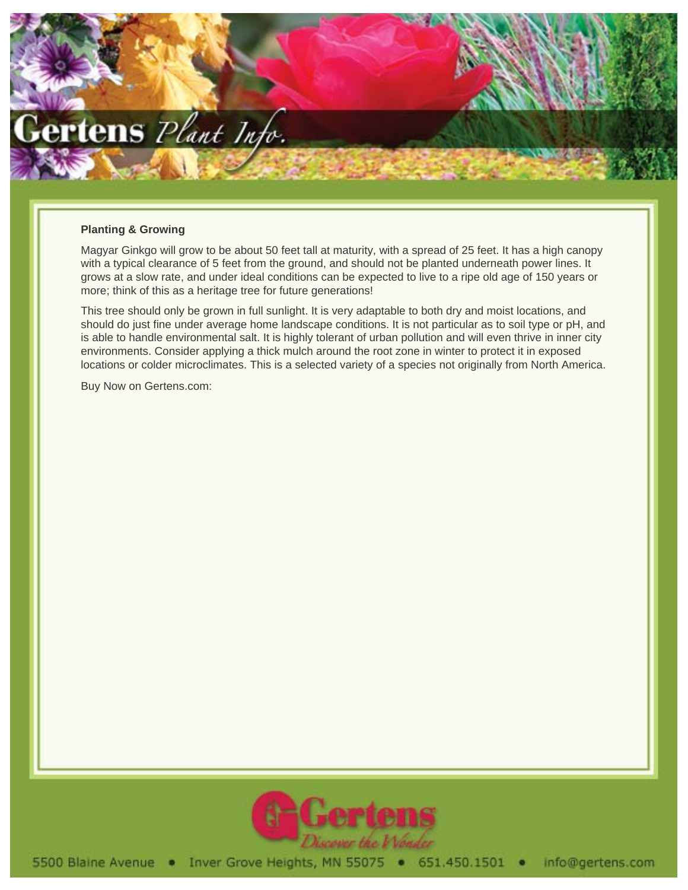**Planting & Growing**

Magyar Ginkgo will grow to be about 50 feet tall at maturity, with a spread of 25 feet. It has a high canopy with a typical clearance of 5 feet from the ground, and should not be planted underneath power lines. It grows at a slow rate, and under ideal conditions can be expected to live to a ripe old age of 150 years or more; think of this as a heritage tree for future generations!

This tree should only be grown in full sunlight. It is very adaptable to both dry and moist locations, and should do just fine under average home landscape conditions. It is not particular as to soil type or pH, and is able to handle environmental salt. It is highly tolerant of urban pollution and will even thrive in inner city environments. Consider applying a thick mulch around the root zone in winter to protect it in exposed locations or colder microclimates. This is a selected variety of a species not originally from North America.

Buy Now on Gertens.com: